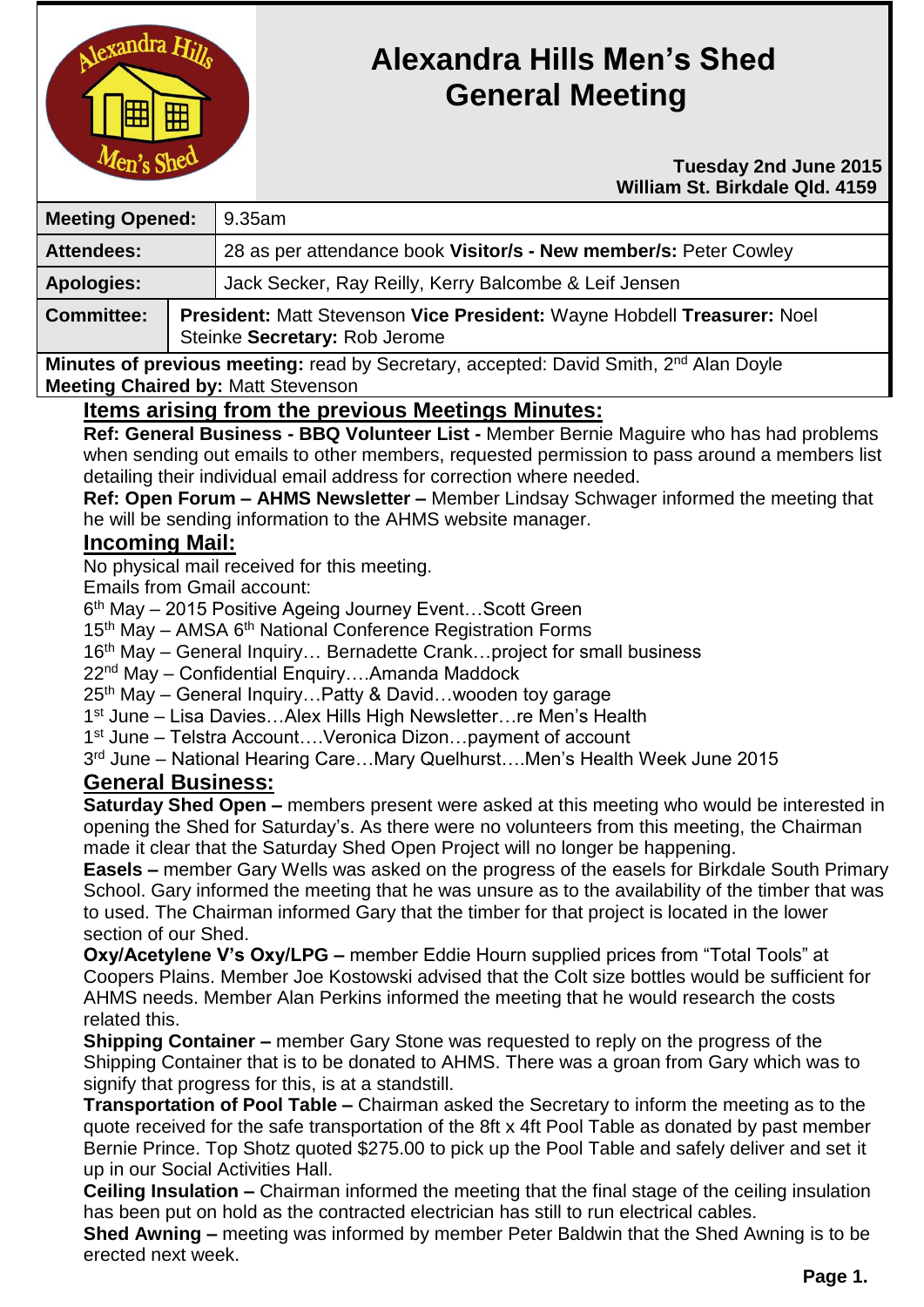# Alexandra Hills Men's Shed General Meeting

**Tuesday 2nd June 2015**
**William St. Birkdale Qld. 4159**

| | |
|---|---|
| **Meeting Opened:** | 9.35am |
| **Attendees:** | 28 as per attendance book **Visitor/s - New member/s:** Peter Cowley |
| **Apologies:** | Jack Secker, Ray Reilly, Kerry Balcombe & Leif Jensen |
| **Committee:** | **President:** Matt Stevenson **Vice President:** Wayne Hobdell **Treasurer:** Noel Steinke **Secretary:** Rob Jerome |

**Minutes of previous meeting:** read by Secretary, accepted: David Smith, 2nd Alan Doyle
**Meeting Chaired by:** Matt Stevenson

## Items arising from the previous Meetings Minutes:

**Ref: General Business - BBQ Volunteer List -** Member Bernie Maguire who has had problems when sending out emails to other members, requested permission to pass around a members list detailing their individual email address for correction where needed.

**Ref: Open Forum – AHMS Newsletter –** Member Lindsay Schwager informed the meeting that he will be sending information to the AHMS website manager.

## Incoming Mail:

No physical mail received for this meeting.
Emails from Gmail account:
6th May – 2015 Positive Ageing Journey Event…Scott Green
15th May – AMSA 6th National Conference Registration Forms
16th May – General Inquiry… Bernadette Crank…project for small business
22nd May – Confidential Enquiry….Amanda Maddock
25th May – General Inquiry…Patty & David…wooden toy garage
1st June – Lisa Davies…Alex Hills High Newsletter…re Men's Health
1st June – Telstra Account….Veronica Dizon…payment of account
3rd June – National Hearing Care…Mary Quelhurst….Men's Health Week June 2015

## General Business:

**Saturday Shed Open –** members present were asked at this meeting who would be interested in opening the Shed for Saturday's. As there were no volunteers from this meeting, the Chairman made it clear that the Saturday Shed Open Project will no longer be happening.

**Easels –** member Gary Wells was asked on the progress of the easels for Birkdale South Primary School. Gary informed the meeting that he was unsure as to the availability of the timber that was to used. The Chairman informed Gary that the timber for that project is located in the lower section of our Shed.

**Oxy/Acetylene V's Oxy/LPG –** member Eddie Hourn supplied prices from "Total Tools" at Coopers Plains. Member Joe Kostowski advised that the Colt size bottles would be sufficient for AHMS needs. Member Alan Perkins informed the meeting that he would research the costs related this.

**Shipping Container –** member Gary Stone was requested to reply on the progress of the Shipping Container that is to be donated to AHMS. There was a groan from Gary which was to signify that progress for this, is at a standstill.

**Transportation of Pool Table –** Chairman asked the Secretary to inform the meeting as to the quote received for the safe transportation of the 8ft x 4ft Pool Table as donated by past member Bernie Prince. Top Shotz quoted $275.00 to pick up the Pool Table and safely deliver and set it up in our Social Activities Hall.

**Ceiling Insulation –** Chairman informed the meeting that the final stage of the ceiling insulation has been put on hold as the contracted electrician has still to run electrical cables.

**Shed Awning –** meeting was informed by member Peter Baldwin that the Shed Awning is to be erected next week.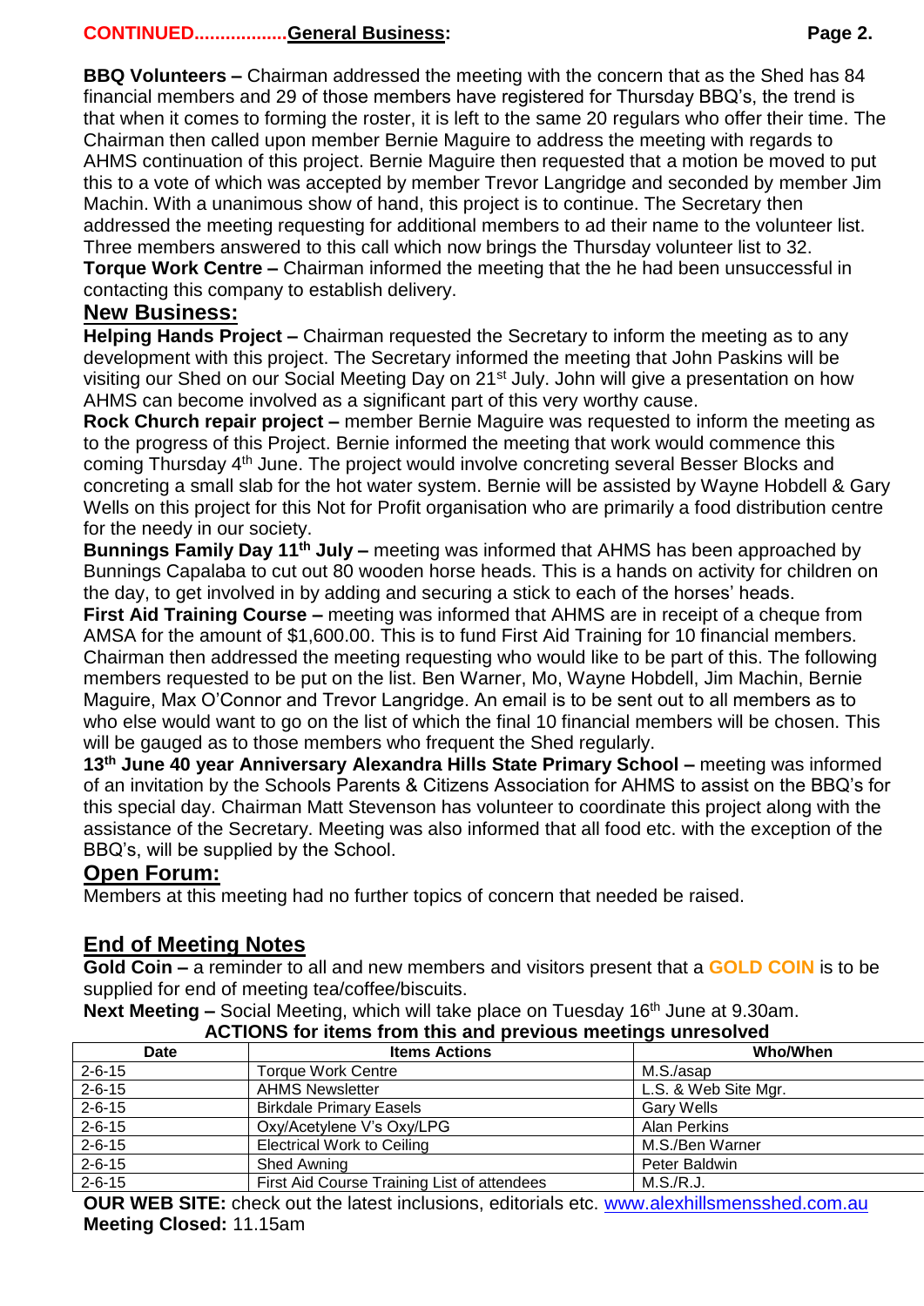**CONTINUED.................General Business:**

**BBQ Volunteers –** Chairman addressed the meeting with the concern that as the Shed has 84 financial members and 29 of those members have registered for Thursday BBQ's, the trend is that when it comes to forming the roster, it is left to the same 20 regulars who offer their time. The Chairman then called upon member Bernie Maguire to address the meeting with regards to AHMS continuation of this project. Bernie Maguire then requested that a motion be moved to put this to a vote of which was accepted by member Trevor Langridge and seconded by member Jim Machin. With a unanimous show of hand, this project is to continue. The Secretary then addressed the meeting requesting for additional members to ad their name to the volunteer list. Three members answered to this call which now brings the Thursday volunteer list to 32.

**Torque Work Centre –** Chairman informed the meeting that the he had been unsuccessful in contacting this company to establish delivery.

## New Business:

**Helping Hands Project –** Chairman requested the Secretary to inform the meeting as to any development with this project. The Secretary informed the meeting that John Paskins will be visiting our Shed on our Social Meeting Day on 21st July. John will give a presentation on how AHMS can become involved as a significant part of this very worthy cause.

**Rock Church repair project –** member Bernie Maguire was requested to inform the meeting as to the progress of this Project. Bernie informed the meeting that work would commence this coming Thursday 4th June. The project would involve concreting several Besser Blocks and concreting a small slab for the hot water system. Bernie will be assisted by Wayne Hobdell & Gary Wells on this project for this Not for Profit organisation who are primarily a food distribution centre for the needy in our society.

**Bunnings Family Day 11th July –** meeting was informed that AHMS has been approached by Bunnings Capalaba to cut out 80 wooden horse heads. This is a hands on activity for children on the day, to get involved in by adding and securing a stick to each of the horses' heads.

**First Aid Training Course –** meeting was informed that AHMS are in receipt of a cheque from AMSA for the amount of $1,600.00. This is to fund First Aid Training for 10 financial members. Chairman then addressed the meeting requesting who would like to be part of this. The following members requested to be put on the list. Ben Warner, Mo, Wayne Hobdell, Jim Machin, Bernie Maguire, Max O'Connor and Trevor Langridge. An email is to be sent out to all members as to who else would want to go on the list of which the final 10 financial members will be chosen. This will be gauged as to those members who frequent the Shed regularly.

**13th June 40 year Anniversary Alexandra Hills State Primary School –** meeting was informed of an invitation by the Schools Parents & Citizens Association for AHMS to assist on the BBQ's for this special day. Chairman Matt Stevenson has volunteer to coordinate this project along with the assistance of the Secretary. Meeting was also informed that all food etc. with the exception of the BBQ's, will be supplied by the School.

## Open Forum:

Members at this meeting had no further topics of concern that needed be raised.

## End of Meeting Notes

**Gold Coin –** a reminder to all and new members and visitors present that a **GOLD COIN** is to be supplied for end of meeting tea/coffee/biscuits.

**Next Meeting –** Social Meeting, which will take place on Tuesday 16th June at 9.30am.

**ACTIONS for items from this and previous meetings unresolved**

| Date | Items Actions | Who/When |
|---|---|---|
| 2-6-15 | Torque Work Centre | M.S./asap |
| 2-6-15 | AHMS Newsletter | L.S. & Web Site Mgr. |
| 2-6-15 | Birkdale Primary Easels | Gary Wells |
| 2-6-15 | Oxy/Acetylene V's Oxy/LPG | Alan Perkins |
| 2-6-15 | Electrical Work to Ceiling | M.S./Ben Warner |
| 2-6-15 | Shed Awning | Peter Baldwin |
| 2-6-15 | First Aid Course Training List of attendees | M.S./R.J. |

**OUR WEB SITE:** check out the latest inclusions, editorials etc. www.alexhillsmensshed.com.au

**Meeting Closed:** 11.15am